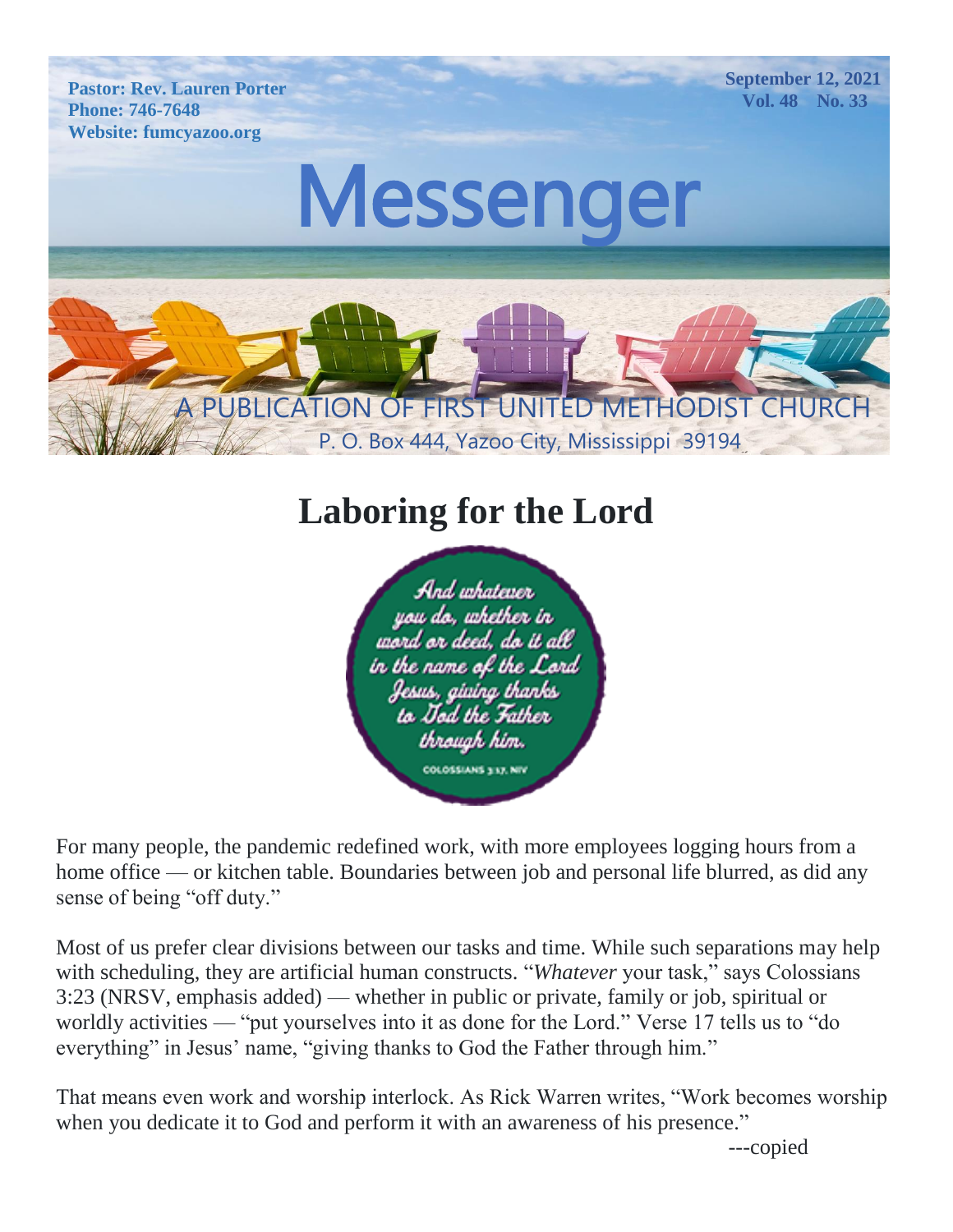**Pastor: Rev. Lauren Porter**
**Phone: 746-7648**
**Website: fumcyazoo.org**

**September 12, 2021**
**Vol. 48 No. 33**

# Messenger

A PUBLICATION OF FIRST UNITED METHODIST CHURCH

P. O. Box 444, Yazoo City, Mississippi 39194

## Laboring for the Lord

*And whatever you do, whether in word or deed, do it all in the name of the Lord Jesus, giving thanks to God the Father through him.*

COLOSSIANS 3:17, NIV

For many people, the pandemic redefined work, with more employees logging hours from a home office — or kitchen table. Boundaries between job and personal life blurred, as did any sense of being "off duty."

Most of us prefer clear divisions between our tasks and time. While such separations may help with scheduling, they are artificial human constructs. "*Whatever* your task," says Colossians 3:23 (NRSV, emphasis added) — whether in public or private, family or job, spiritual or worldly activities — "put yourselves into it as done for the Lord." Verse 17 tells us to "do everything" in Jesus' name, "giving thanks to God the Father through him."

That means even work and worship interlock. As Rick Warren writes, "Work becomes worship when you dedicate it to God and perform it with an awareness of his presence."

---copied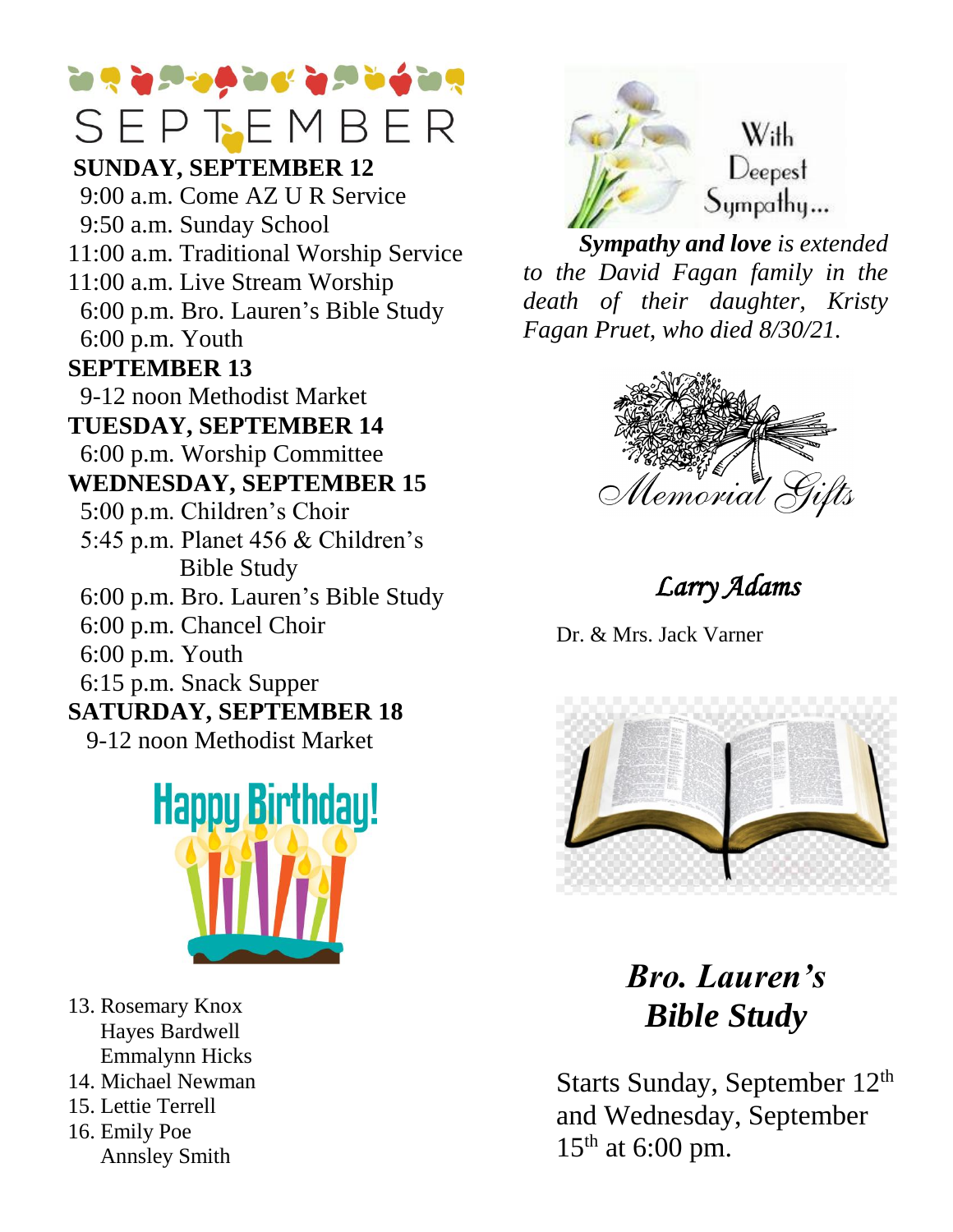# SEPTEMBER

**SUNDAY, SEPTEMBER 12**

9:00 a.m. Come AZ U R Service
9:50 a.m. Sunday School
11:00 a.m. Traditional Worship Service
11:00 a.m. Live Stream Worship
6:00 p.m. Bro. Lauren's Bible Study
6:00 p.m. Youth

**SEPTEMBER 13**

9-12 noon Methodist Market

**TUESDAY, SEPTEMBER 14**

6:00 p.m. Worship Committee

**WEDNESDAY, SEPTEMBER 15**

5:00 p.m. Children's Choir
5:45 p.m. Planet 456 & Children's Bible Study
6:00 p.m. Bro. Lauren's Bible Study
6:00 p.m. Chancel Choir
6:00 p.m. Youth
6:15 p.m. Snack Supper

**SATURDAY, SEPTEMBER 18**

9-12 noon Methodist Market

## Happy Birthday!

13. Rosemary Knox
    Hayes Bardwell
    Emmalynn Hicks
14. Michael Newman
15. Lettie Terrell
16. Emily Poe
    Annsley Smith

## With Deepest Sympathy...

***Sympathy and love** is extended to the David Fagan family in the death of their daughter, Kristy Fagan Pruet, who died 8/30/21.*

## Memorial Gifts

*Larry Adams*

Dr. & Mrs. Jack Varner

## *Bro. Lauren's Bible Study*

Starts Sunday, September 12th and Wednesday, September 15th at 6:00 pm.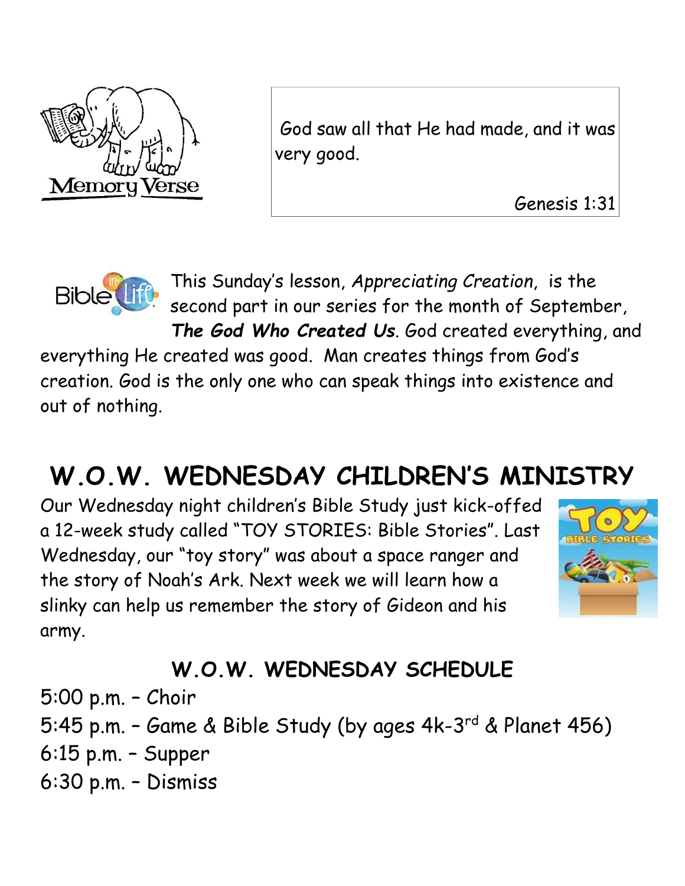Memory Verse

God saw all that He had made, and it was very good.

Genesis 1:31

This Sunday's lesson, *Appreciating Creation*, is the second part in our series for the month of September, ***The God Who Created Us***. God created everything, and everything He created was good. Man creates things from God's creation. God is the only one who can speak things into existence and out of nothing.

# W.O.W. WEDNESDAY CHILDREN'S MINISTRY

Our Wednesday night children's Bible Study just kick-offed a 12-week study called "TOY STORIES: Bible Stories". Last Wednesday, our "toy story" was about a space ranger and the story of Noah's Ark. Next week we will learn how a slinky can help us remember the story of Gideon and his army.

## W.O.W. WEDNESDAY SCHEDULE

5:00 p.m. – Choir
5:45 p.m. – Game & Bible Study (by ages 4k-3rd & Planet 456)
6:15 p.m. – Supper
6:30 p.m. – Dismiss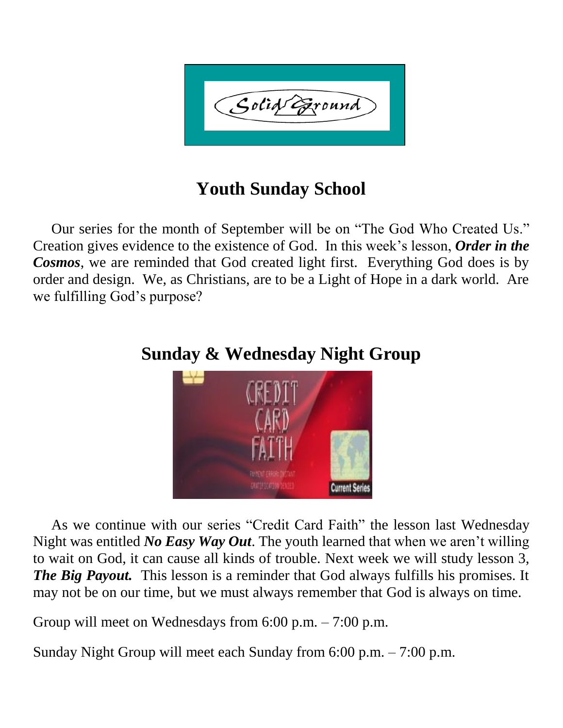# Youth Sunday School

Our series for the month of September will be on "The God Who Created Us." Creation gives evidence to the existence of God. In this week's lesson, ***Order in the Cosmos***, we are reminded that God created light first. Everything God does is by order and design. We, as Christians, are to be a Light of Hope in a dark world. Are we fulfilling God's purpose?

# Sunday & Wednesday Night Group

As we continue with our series "Credit Card Faith" the lesson last Wednesday Night was entitled ***No Easy Way Out***. The youth learned that when we aren't willing to wait on God, it can cause all kinds of trouble. Next week we will study lesson 3, ***The Big Payout.*** This lesson is a reminder that God always fulfills his promises. It may not be on our time, but we must always remember that God is always on time.

Group will meet on Wednesdays from 6:00 p.m. – 7:00 p.m.

Sunday Night Group will meet each Sunday from 6:00 p.m. – 7:00 p.m.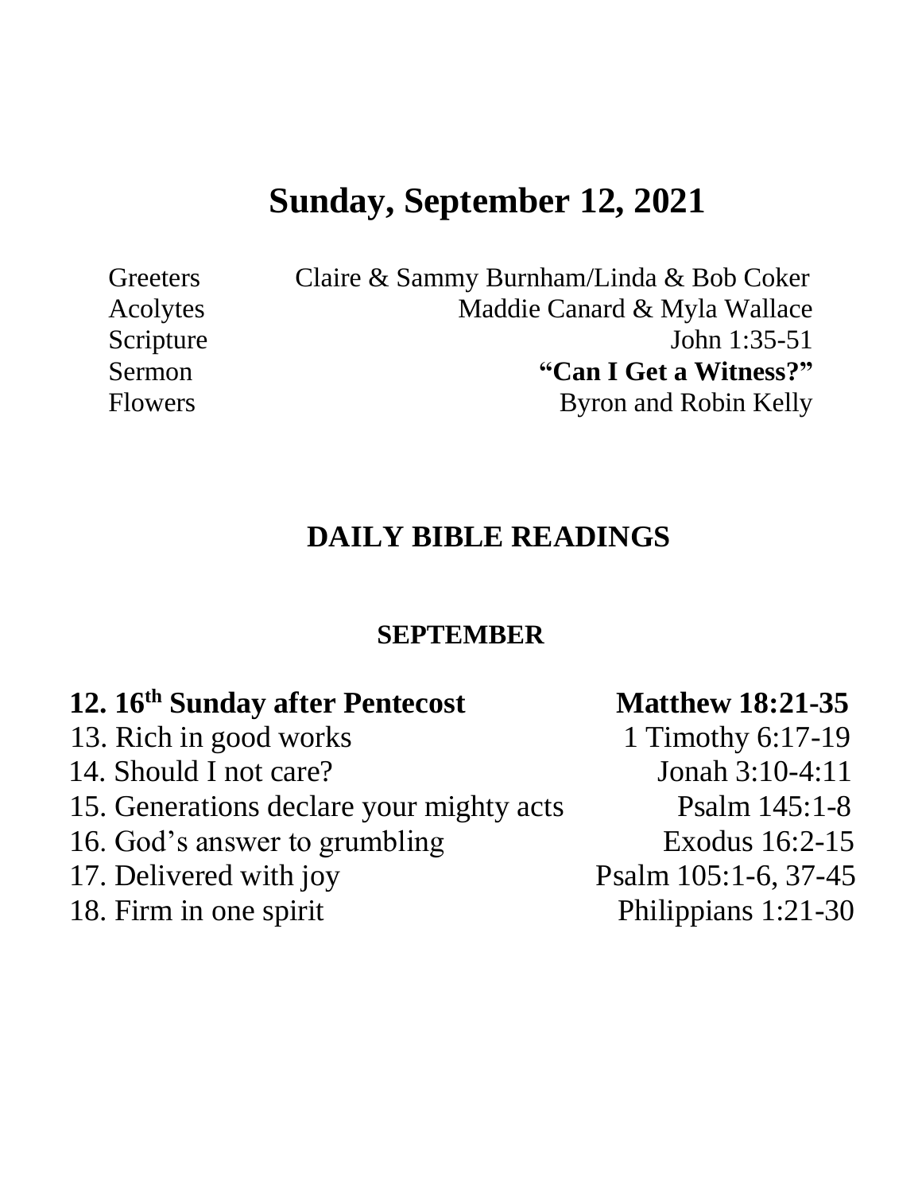# Sunday, September 12, 2021

| | |
|---|---|
| Greeters | Claire & Sammy Burnham/Linda & Bob Coker |
| Acolytes | Maddie Canard & Myla Wallace |
| Scripture | John 1:35-51 |
| Sermon | **"Can I Get a Witness?"** |
| Flowers | Byron and Robin Kelly |

## DAILY BIBLE READINGS

### SEPTEMBER

| | |
|---|---|
| **12. 16th Sunday after Pentecost** | **Matthew 18:21-35** |
| 13. Rich in good works | 1 Timothy 6:17-19 |
| 14. Should I not care? | Jonah 3:10-4:11 |
| 15. Generations declare your mighty acts | Psalm 145:1-8 |
| 16. God's answer to grumbling | Exodus 16:2-15 |
| 17. Delivered with joy | Psalm 105:1-6, 37-45 |
| 18. Firm in one spirit | Philippians 1:21-30 |